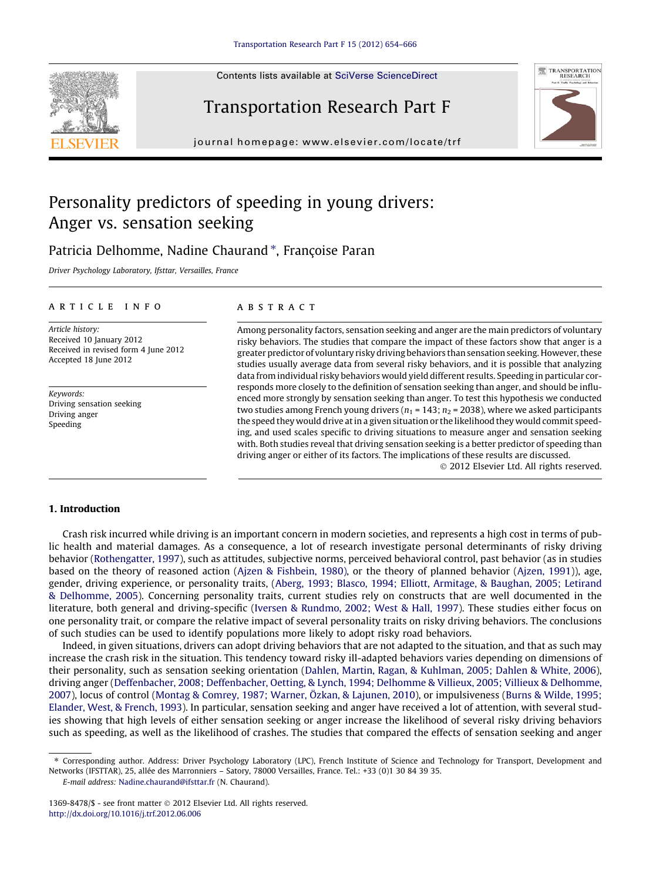# Personality predictors of speeding in young drivers: Anger vs. sensation seeking

Patricia Delhomme, Nadine Chaurand *, Françoise Paran

*Driver Psychology Laboratory, Ifsttar, Versailles, France*

**ARTICLE INFO**

*Article history:*
Received 10 January 2012
Received in revised form 4 June 2012
Accepted 18 June 2012

*Keywords:*
Driving sensation seeking
Driving anger
Speeding

**ABSTRACT**

Among personality factors, sensation seeking and anger are the main predictors of voluntary risky behaviors. The studies that compare the impact of these factors show that anger is a greater predictor of voluntary risky driving behaviors than sensation seeking. However, these studies usually average data from several risky behaviors, and it is possible that analyzing data from individual risky behaviors would yield different results. Speeding in particular corresponds more closely to the definition of sensation seeking than anger, and should be influenced more strongly by sensation seeking than anger. To test this hypothesis we conducted two studies among French young drivers ($n_1$ = 143; $n_2$ = 2038), where we asked participants the speed they would drive at in a given situation or the likelihood they would commit speeding, and used scales specific to driving situations to measure anger and sensation seeking with. Both studies reveal that driving sensation seeking is a better predictor of speeding than driving anger or either of its factors. The implications of these results are discussed.

© 2012 Elsevier Ltd. All rights reserved.

## 1. Introduction

Crash risk incurred while driving is an important concern in modern societies, and represents a high cost in terms of public health and material damages. As a consequence, a lot of research investigate personal determinants of risky driving behavior (Rothengatter, 1997), such as attitudes, subjective norms, perceived behavioral control, past behavior (as in studies based on the theory of reasoned action (Ajzen & Fishbein, 1980), or the theory of planned behavior (Ajzen, 1991)), age, gender, driving experience, or personality traits, (Aberg, 1993; Blasco, 1994; Elliott, Armitage, & Baughan, 2005; Letirand & Delhomme, 2005). Concerning personality traits, current studies rely on constructs that are well documented in the literature, both general and driving-specific (Iversen & Rundmo, 2002; West & Hall, 1997). These studies either focus on one personality trait, or compare the relative impact of several personality traits on risky driving behaviors. The conclusions of such studies can be used to identify populations more likely to adopt risky road behaviors.

Indeed, in given situations, drivers can adopt driving behaviors that are not adapted to the situation, and that as such may increase the crash risk in the situation. This tendency toward risky ill-adapted behaviors varies depending on dimensions of their personality, such as sensation seeking orientation (Dahlen, Martin, Ragan, & Kuhlman, 2005; Dahlen & White, 2006), driving anger (Deffenbacher, 2008; Deffenbacher, Oetting, & Lynch, 1994; Delhomme & Villieux, 2005; Villieux & Delhomme, 2007), locus of control (Montag & Comrey, 1987; Warner, Özkan, & Lajunen, 2010), or impulsiveness (Burns & Wilde, 1995; Elander, West, & French, 1993). In particular, sensation seeking and anger have received a lot of attention, with several studies showing that high levels of either sensation seeking or anger increase the likelihood of several risky driving behaviors such as speeding, as well as the likelihood of crashes. The studies that compared the effects of sensation seeking and anger

---

* Corresponding author. Address: Driver Psychology Laboratory (LPC), French Institute of Science and Technology for Transport, Development and Networks (IFSTTAR), 25, allée des Marronniers – Satory, 78000 Versailles, France. Tel.: +33 (0)1 30 84 39 35.
*E-mail address:* Nadine.chaurand@ifsttar.fr (N. Chaurand).

1369-8478/$ - see front matter © 2012 Elsevier Ltd. All rights reserved.
http://dx.doi.org/10.1016/j.trf.2012.06.006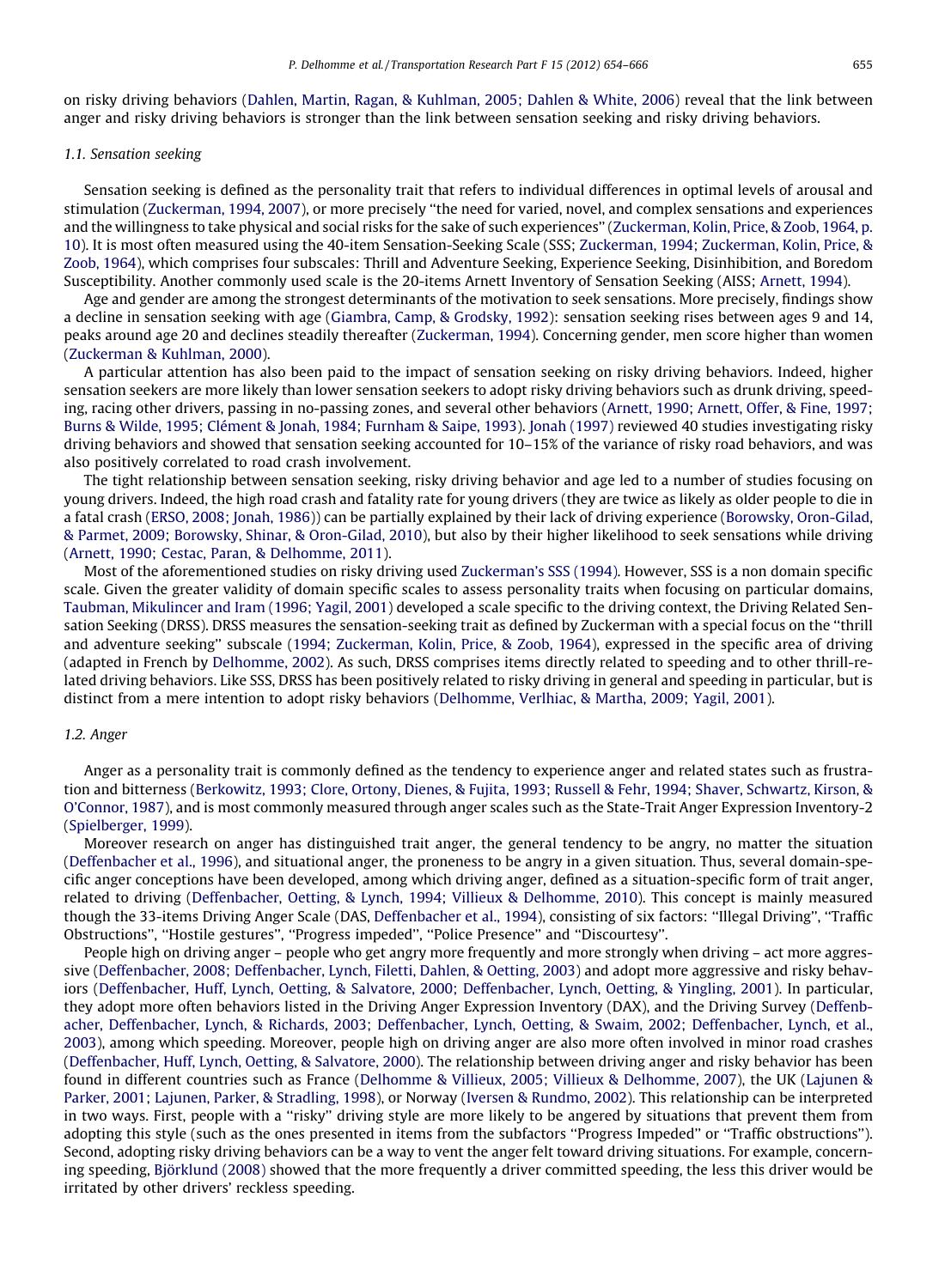on risky driving behaviors (Dahlen, Martin, Ragan, & Kuhlman, 2005; Dahlen & White, 2006) reveal that the link between anger and risky driving behaviors is stronger than the link between sensation seeking and risky driving behaviors.

### 1.1. Sensation seeking

Sensation seeking is defined as the personality trait that refers to individual differences in optimal levels of arousal and stimulation (Zuckerman, 1994, 2007), or more precisely ''the need for varied, novel, and complex sensations and experiences and the willingness to take physical and social risks for the sake of such experiences'' (Zuckerman, Kolin, Price, & Zoob, 1964, p. 10). It is most often measured using the 40-item Sensation-Seeking Scale (SSS; Zuckerman, 1994; Zuckerman, Kolin, Price, & Zoob, 1964), which comprises four subscales: Thrill and Adventure Seeking, Experience Seeking, Disinhibition, and Boredom Susceptibility. Another commonly used scale is the 20-items Arnett Inventory of Sensation Seeking (AISS; Arnett, 1994).

Age and gender are among the strongest determinants of the motivation to seek sensations. More precisely, findings show a decline in sensation seeking with age (Giambra, Camp, & Grodsky, 1992): sensation seeking rises between ages 9 and 14, peaks around age 20 and declines steadily thereafter (Zuckerman, 1994). Concerning gender, men score higher than women (Zuckerman & Kuhlman, 2000).

A particular attention has also been paid to the impact of sensation seeking on risky driving behaviors. Indeed, higher sensation seekers are more likely than lower sensation seekers to adopt risky driving behaviors such as drunk driving, speeding, racing other drivers, passing in no-passing zones, and several other behaviors (Arnett, 1990; Arnett, Offer, & Fine, 1997; Burns & Wilde, 1995; Clément & Jonah, 1984; Furnham & Saipe, 1993). Jonah (1997) reviewed 40 studies investigating risky driving behaviors and showed that sensation seeking accounted for 10–15% of the variance of risky road behaviors, and was also positively correlated to road crash involvement.

The tight relationship between sensation seeking, risky driving behavior and age led to a number of studies focusing on young drivers. Indeed, the high road crash and fatality rate for young drivers (they are twice as likely as older people to die in a fatal crash (ERSO, 2008; Jonah, 1986)) can be partially explained by their lack of driving experience (Borowsky, Oron-Gilad, & Parmet, 2009; Borowsky, Shinar, & Oron-Gilad, 2010), but also by their higher likelihood to seek sensations while driving (Arnett, 1990; Cestac, Paran, & Delhomme, 2011).

Most of the aforementioned studies on risky driving used Zuckerman's SSS (1994). However, SSS is a non domain specific scale. Given the greater validity of domain specific scales to assess personality traits when focusing on particular domains, Taubman, Mikulincer and Iram (1996; Yagil, 2001) developed a scale specific to the driving context, the Driving Related Sensation Seeking (DRSS). DRSS measures the sensation-seeking trait as defined by Zuckerman with a special focus on the ''thrill and adventure seeking'' subscale (1994; Zuckerman, Kolin, Price, & Zoob, 1964), expressed in the specific area of driving (adapted in French by Delhomme, 2002). As such, DRSS comprises items directly related to speeding and to other thrill-related driving behaviors. Like SSS, DRSS has been positively related to risky driving in general and speeding in particular, but is distinct from a mere intention to adopt risky behaviors (Delhomme, Verlhiac, & Martha, 2009; Yagil, 2001).

### 1.2. Anger

Anger as a personality trait is commonly defined as the tendency to experience anger and related states such as frustration and bitterness (Berkowitz, 1993; Clore, Ortony, Dienes, & Fujita, 1993; Russell & Fehr, 1994; Shaver, Schwartz, Kirson, & O'Connor, 1987), and is most commonly measured through anger scales such as the State-Trait Anger Expression Inventory-2 (Spielberger, 1999).

Moreover research on anger has distinguished trait anger, the general tendency to be angry, no matter the situation (Deffenbacher et al., 1996), and situational anger, the proneness to be angry in a given situation. Thus, several domain-specific anger conceptions have been developed, among which driving anger, defined as a situation-specific form of trait anger, related to driving (Deffenbacher, Oetting, & Lynch, 1994; Villieux & Delhomme, 2010). This concept is mainly measured though the 33-items Driving Anger Scale (DAS, Deffenbacher et al., 1994), consisting of six factors: ''Illegal Driving'', ''Traffic Obstructions'', ''Hostile gestures'', ''Progress impeded'', ''Police Presence'' and ''Discourtesy''.

People high on driving anger – people who get angry more frequently and more strongly when driving – act more aggressive (Deffenbacher, 2008; Deffenbacher, Lynch, Filetti, Dahlen, & Oetting, 2003) and adopt more aggressive and risky behaviors (Deffenbacher, Huff, Lynch, Oetting, & Salvatore, 2000; Deffenbacher, Lynch, Oetting, & Yingling, 2001). In particular, they adopt more often behaviors listed in the Driving Anger Expression Inventory (DAX), and the Driving Survey (Deffenbacher, Deffenbacher, Lynch, & Richards, 2003; Deffenbacher, Lynch, Oetting, & Swaim, 2002; Deffenbacher, Lynch, et al., 2003), among which speeding. Moreover, people high on driving anger are also more often involved in minor road crashes (Deffenbacher, Huff, Lynch, Oetting, & Salvatore, 2000). The relationship between driving anger and risky behavior has been found in different countries such as France (Delhomme & Villieux, 2005; Villieux & Delhomme, 2007), the UK (Lajunen & Parker, 2001; Lajunen, Parker, & Stradling, 1998), or Norway (Iversen & Rundmo, 2002). This relationship can be interpreted in two ways. First, people with a ''risky'' driving style are more likely to be angered by situations that prevent them from adopting this style (such as the ones presented in items from the subfactors ''Progress Impeded'' or ''Traffic obstructions''). Second, adopting risky driving behaviors can be a way to vent the anger felt toward driving situations. For example, concerning speeding, Björklund (2008) showed that the more frequently a driver committed speeding, the less this driver would be irritated by other drivers' reckless speeding.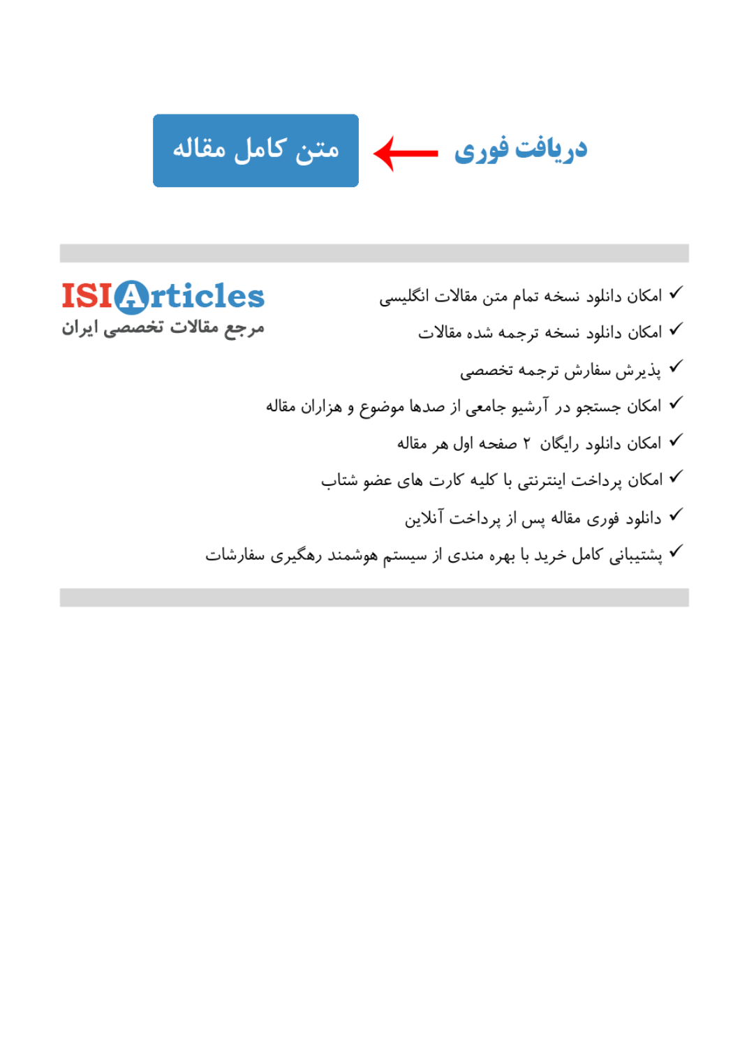دریافت فوری ← متن کامل مقاله

**ISIArticles**
مرجع مقالات تخصصی ایران

- ✓ امکان دانلود نسخه تمام متن مقالات انگلیسی
- ✓ امکان دانلود نسخه ترجمه شده مقالات
- ✓ پذیرش سفارش ترجمه تخصصی
- ✓ امکان جستجو در آرشیو جامعی از صدها موضوع و هزاران مقاله
- ✓ امکان دانلود رایگان ۲ صفحه اول هر مقاله
- ✓ امکان پرداخت اینترنتی با کلیه کارت های عضو شتاب
- ✓ دانلود فوری مقاله پس از پرداخت آنلاین
- ✓ پشتیبانی کامل خرید با بهره مندی از سیستم هوشمند رهگیری سفارشات